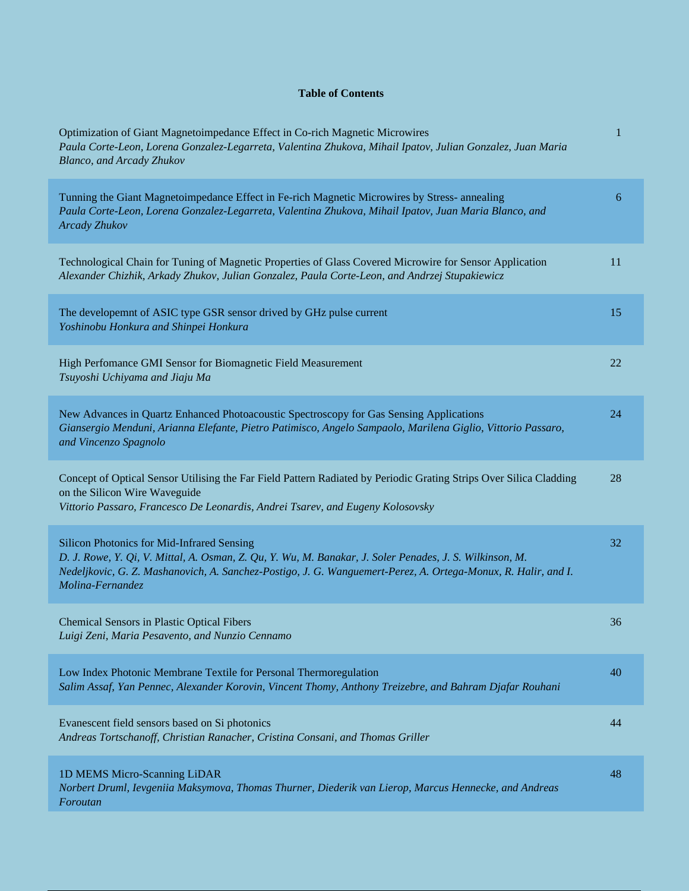# Table of Contents

| | |
|---|---|
| Optimization of Giant Magnetoimpedance Effect in Co-rich Magnetic Microwires<br>*Paula Corte-Leon, Lorena Gonzalez-Legarreta, Valentina Zhukova, Mihail Ipatov, Julian Gonzalez, Juan Maria Blanco, and Arcady Zhukov* | 1 |
| Tunning the Giant Magnetoimpedance Effect in Fe-rich Magnetic Microwires by Stress- annealing<br>*Paula Corte-Leon, Lorena Gonzalez-Legarreta, Valentina Zhukova, Mihail Ipatov, Juan Maria Blanco, and Arcady Zhukov* | 6 |
| Technological Chain for Tuning of Magnetic Properties of Glass Covered Microwire for Sensor Application<br>*Alexander Chizhik, Arkady Zhukov, Julian Gonzalez, Paula Corte-Leon, and Andrzej Stupakiewicz* | 11 |
| The developemnt of ASIC type GSR sensor drived by GHz pulse current<br>*Yoshinobu Honkura and Shinpei Honkura* | 15 |
| High Perfomance GMI Sensor for Biomagnetic Field Measurement<br>*Tsuyoshi Uchiyama and Jiaju Ma* | 22 |
| New Advances in Quartz Enhanced Photoacoustic Spectroscopy for Gas Sensing Applications<br>*Giansergio Menduni, Arianna Elefante, Pietro Patimisco, Angelo Sampaolo, Marilena Giglio, Vittorio Passaro, and Vincenzo Spagnolo* | 24 |
| Concept of Optical Sensor Utilising the Far Field Pattern Radiated by Periodic Grating Strips Over Silica Cladding on the Silicon Wire Waveguide<br>*Vittorio Passaro, Francesco De Leonardis, Andrei Tsarev, and Eugeny Kolosovsky* | 28 |
| Silicon Photonics for Mid-Infrared Sensing<br>*D. J. Rowe, Y. Qi, V. Mittal, A. Osman, Z. Qu, Y. Wu, M. Banakar, J. Soler Penades, J. S. Wilkinson, M. Nedeljkovic, G. Z. Mashanovich, A. Sanchez-Postigo, J. G. Wanguemert-Perez, A. Ortega-Monux, R. Halir, and I. Molina-Fernandez* | 32 |
| Chemical Sensors in Plastic Optical Fibers<br>*Luigi Zeni, Maria Pesavento, and Nunzio Cennamo* | 36 |
| Low Index Photonic Membrane Textile for Personal Thermoregulation<br>*Salim Assaf, Yan Pennec, Alexander Korovin, Vincent Thomy, Anthony Treizebre, and Bahram Djafar Rouhani* | 40 |
| Evanescent field sensors based on Si photonics<br>*Andreas Tortschanoff, Christian Ranacher, Cristina Consani, and Thomas Griller* | 44 |
| 1D MEMS Micro-Scanning LiDAR<br>*Norbert Druml, Ievgeniia Maksymova, Thomas Thurner, Diederik van Lierop, Marcus Hennecke, and Andreas Foroutan* | 48 |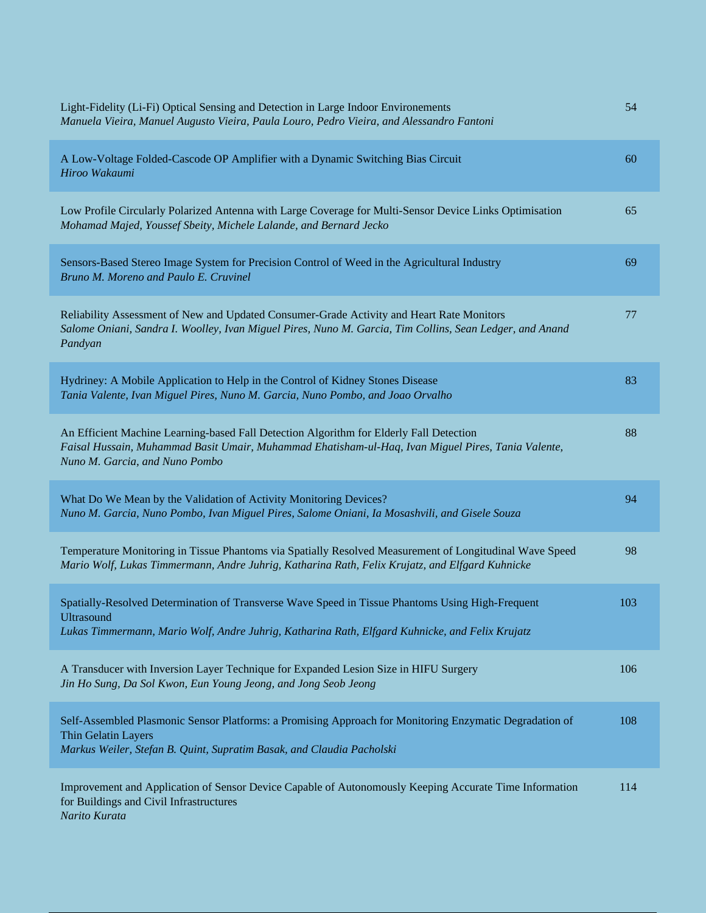Light-Fidelity (Li-Fi) Optical Sensing and Detection in Large Indoor Environements — 54
*Manuela Vieira, Manuel Augusto Vieira, Paula Louro, Pedro Vieira, and Alessandro Fantoni*

A Low-Voltage Folded-Cascode OP Amplifier with a Dynamic Switching Bias Circuit — 60
*Hiroo Wakaumi*

Low Profile Circularly Polarized Antenna with Large Coverage for Multi-Sensor Device Links Optimisation — 65
*Mohamad Majed, Youssef Sbeity, Michele Lalande, and Bernard Jecko*

Sensors-Based Stereo Image System for Precision Control of Weed in the Agricultural Industry — 69
*Bruno M. Moreno and Paulo E. Cruvinel*

Reliability Assessment of New and Updated Consumer-Grade Activity and Heart Rate Monitors — 77
*Salome Oniani, Sandra I. Woolley, Ivan Miguel Pires, Nuno M. Garcia, Tim Collins, Sean Ledger, and Anand Pandyan*

Hydriney: A Mobile Application to Help in the Control of Kidney Stones Disease — 83
*Tania Valente, Ivan Miguel Pires, Nuno M. Garcia, Nuno Pombo, and Joao Orvalho*

An Efficient Machine Learning-based Fall Detection Algorithm for Elderly Fall Detection — 88
*Faisal Hussain, Muhammad Basit Umair, Muhammad Ehatisham-ul-Haq, Ivan Miguel Pires, Tania Valente, Nuno M. Garcia, and Nuno Pombo*

What Do We Mean by the Validation of Activity Monitoring Devices? — 94
*Nuno M. Garcia, Nuno Pombo, Ivan Miguel Pires, Salome Oniani, Ia Mosashvili, and Gisele Souza*

Temperature Monitoring in Tissue Phantoms via Spatially Resolved Measurement of Longitudinal Wave Speed — 98
*Mario Wolf, Lukas Timmermann, Andre Juhrig, Katharina Rath, Felix Krujatz, and Elfgard Kuhnicke*

Spatially-Resolved Determination of Transverse Wave Speed in Tissue Phantoms Using High-Frequent Ultrasound — 103
*Lukas Timmermann, Mario Wolf, Andre Juhrig, Katharina Rath, Elfgard Kuhnicke, and Felix Krujatz*

A Transducer with Inversion Layer Technique for Expanded Lesion Size in HIFU Surgery — 106
*Jin Ho Sung, Da Sol Kwon, Eun Young Jeong, and Jong Seob Jeong*

Self-Assembled Plasmonic Sensor Platforms: a Promising Approach for Monitoring Enzymatic Degradation of Thin Gelatin Layers — 108
*Markus Weiler, Stefan B. Quint, Supratim Basak, and Claudia Pacholski*

Improvement and Application of Sensor Device Capable of Autonomously Keeping Accurate Time Information for Buildings and Civil Infrastructures — 114
*Narito Kurata*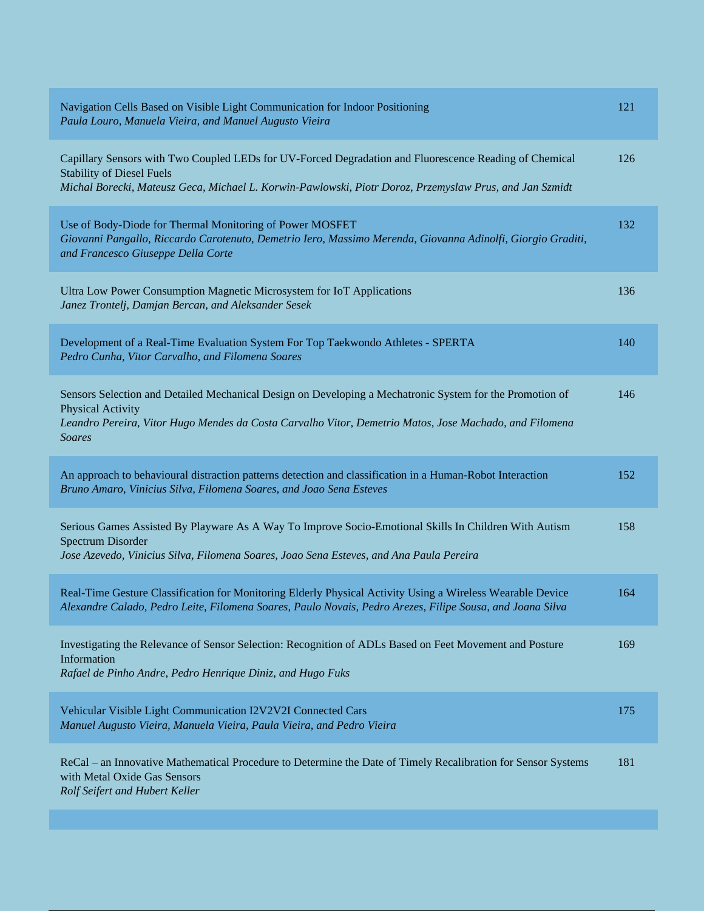| | |
|---|---|
| Navigation Cells Based on Visible Light Communication for Indoor Positioning<br>*Paula Louro, Manuela Vieira, and Manuel Augusto Vieira* | 121 |
| Capillary Sensors with Two Coupled LEDs for UV-Forced Degradation and Fluorescence Reading of Chemical Stability of Diesel Fuels<br>*Michal Borecki, Mateusz Geca, Michael L. Korwin-Pawlowski, Piotr Doroz, Przemyslaw Prus, and Jan Szmidt* | 126 |
| Use of Body-Diode for Thermal Monitoring of Power MOSFET<br>*Giovanni Pangallo, Riccardo Carotenuto, Demetrio Iero, Massimo Merenda, Giovanna Adinolfi, Giorgio Graditi, and Francesco Giuseppe Della Corte* | 132 |
| Ultra Low Power Consumption Magnetic Microsystem for IoT Applications<br>*Janez Trontelj, Damjan Bercan, and Aleksander Sesek* | 136 |
| Development of a Real-Time Evaluation System For Top Taekwondo Athletes - SPERTA<br>*Pedro Cunha, Vitor Carvalho, and Filomena Soares* | 140 |
| Sensors Selection and Detailed Mechanical Design on Developing a Mechatronic System for the Promotion of Physical Activity<br>*Leandro Pereira, Vitor Hugo Mendes da Costa Carvalho Vitor, Demetrio Matos, Jose Machado, and Filomena Soares* | 146 |
| An approach to behavioural distraction patterns detection and classification in a Human-Robot Interaction<br>*Bruno Amaro, Vinicius Silva, Filomena Soares, and Joao Sena Esteves* | 152 |
| Serious Games Assisted By Playware As A Way To Improve Socio-Emotional Skills In Children With Autism Spectrum Disorder<br>*Jose Azevedo, Vinicius Silva, Filomena Soares, Joao Sena Esteves, and Ana Paula Pereira* | 158 |
| Real-Time Gesture Classification for Monitoring Elderly Physical Activity Using a Wireless Wearable Device<br>*Alexandre Calado, Pedro Leite, Filomena Soares, Paulo Novais, Pedro Arezes, Filipe Sousa, and Joana Silva* | 164 |
| Investigating the Relevance of Sensor Selection: Recognition of ADLs Based on Feet Movement and Posture Information<br>*Rafael de Pinho Andre, Pedro Henrique Diniz, and Hugo Fuks* | 169 |
| Vehicular Visible Light Communication I2V2V2I Connected Cars<br>*Manuel Augusto Vieira, Manuela Vieira, Paula Vieira, and Pedro Vieira* | 175 |
| ReCal – an Innovative Mathematical Procedure to Determine the Date of Timely Recalibration for Sensor Systems with Metal Oxide Gas Sensors<br>*Rolf Seifert and Hubert Keller* | 181 |